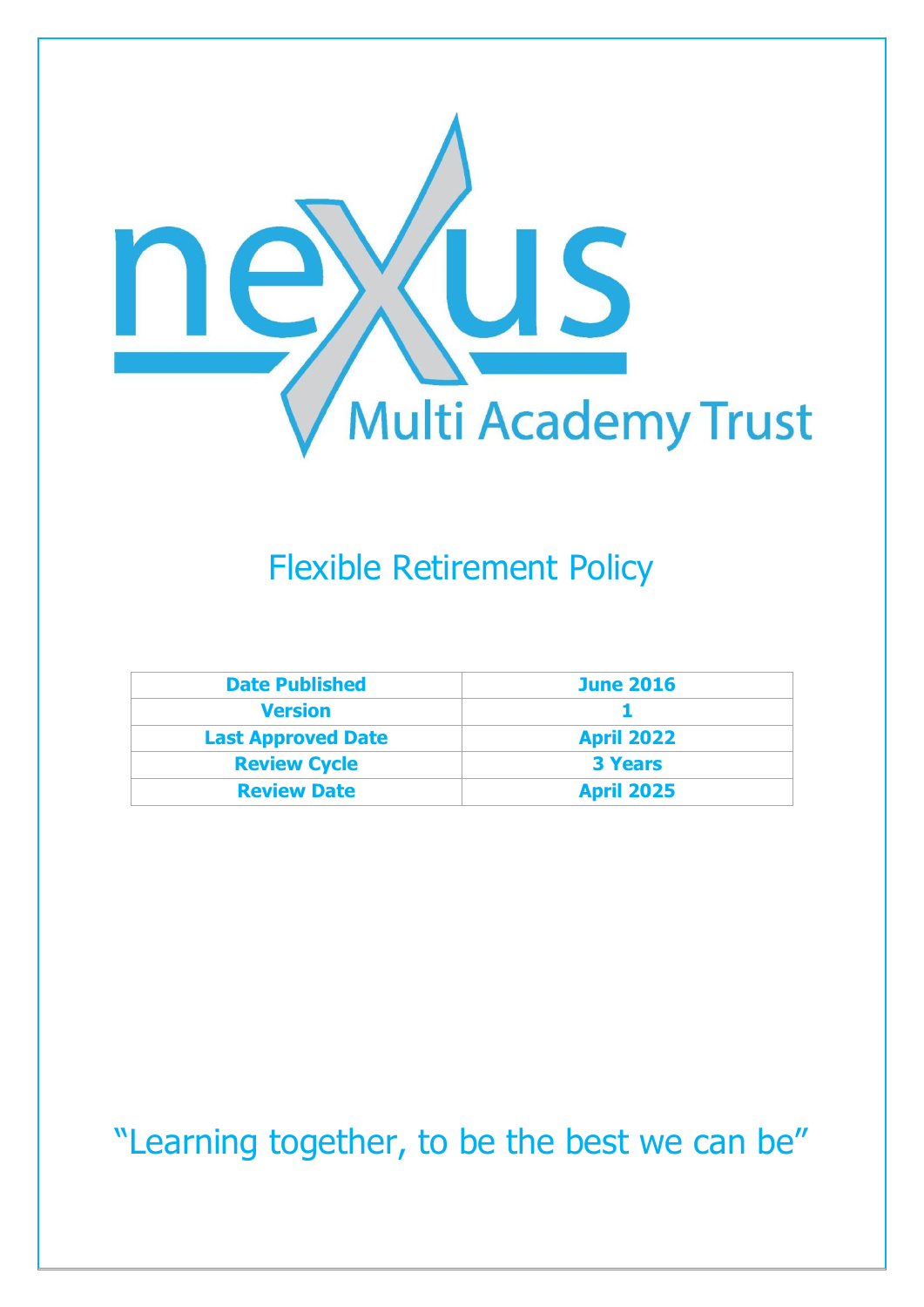nexus Multi Academy Trust

# Flexible Retirement Policy

| Date Published | June 2016 |
|---|---|
| Version | 1 |
| Last Approved Date | April 2022 |
| Review Cycle | 3 Years |
| Review Date | April 2025 |

"Learning together, to be the best we can be"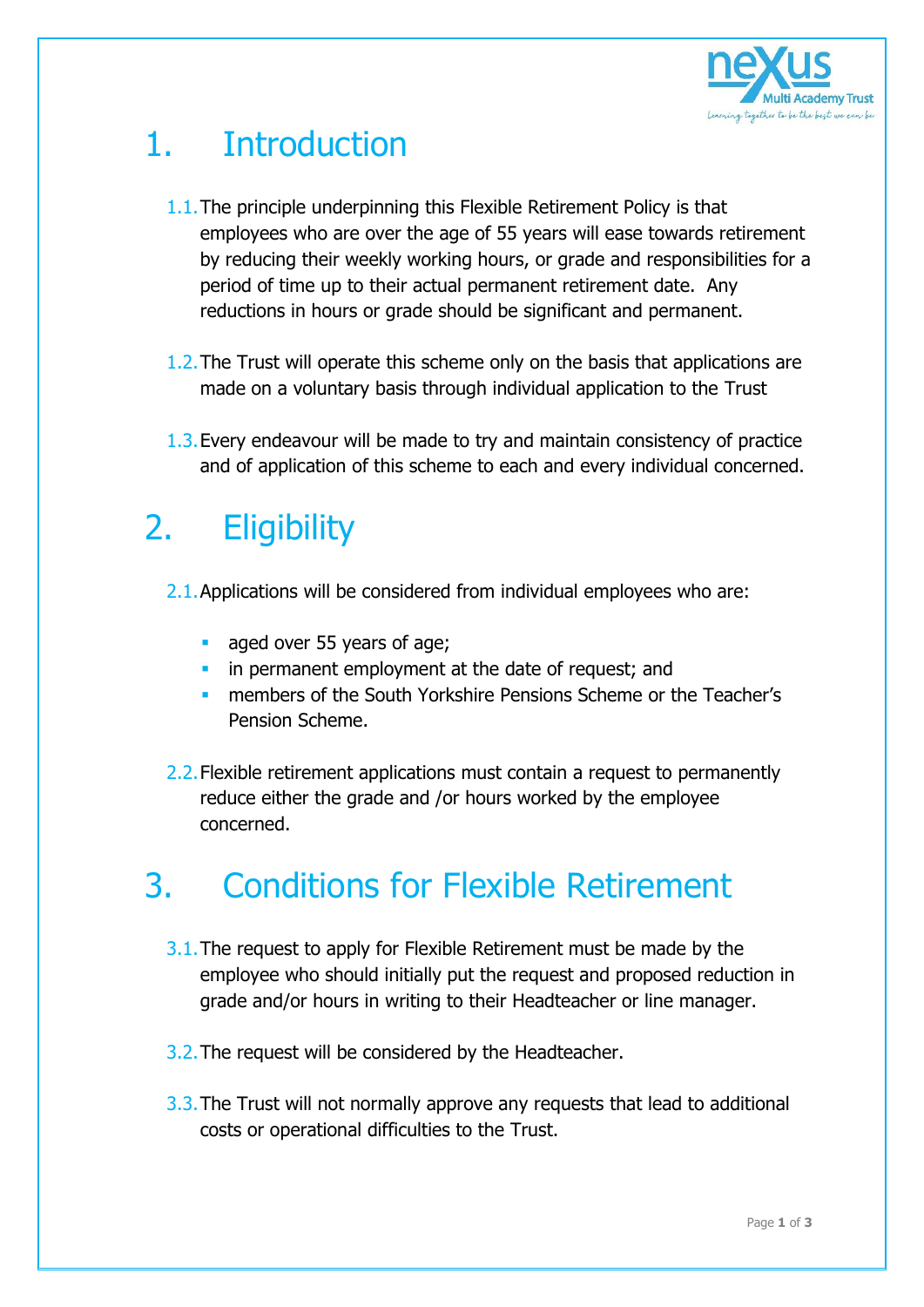# 1. Introduction

1.1. The principle underpinning this Flexible Retirement Policy is that employees who are over the age of 55 years will ease towards retirement by reducing their weekly working hours, or grade and responsibilities for a period of time up to their actual permanent retirement date. Any reductions in hours or grade should be significant and permanent.

1.2. The Trust will operate this scheme only on the basis that applications are made on a voluntary basis through individual application to the Trust

1.3. Every endeavour will be made to try and maintain consistency of practice and of application of this scheme to each and every individual concerned.

# 2. Eligibility

2.1. Applications will be considered from individual employees who are:

- aged over 55 years of age;
- in permanent employment at the date of request; and
- members of the South Yorkshire Pensions Scheme or the Teacher's Pension Scheme.

2.2. Flexible retirement applications must contain a request to permanently reduce either the grade and /or hours worked by the employee concerned.

# 3. Conditions for Flexible Retirement

3.1. The request to apply for Flexible Retirement must be made by the employee who should initially put the request and proposed reduction in grade and/or hours in writing to their Headteacher or line manager.

3.2. The request will be considered by the Headteacher.

3.3. The Trust will not normally approve any requests that lead to additional costs or operational difficulties to the Trust.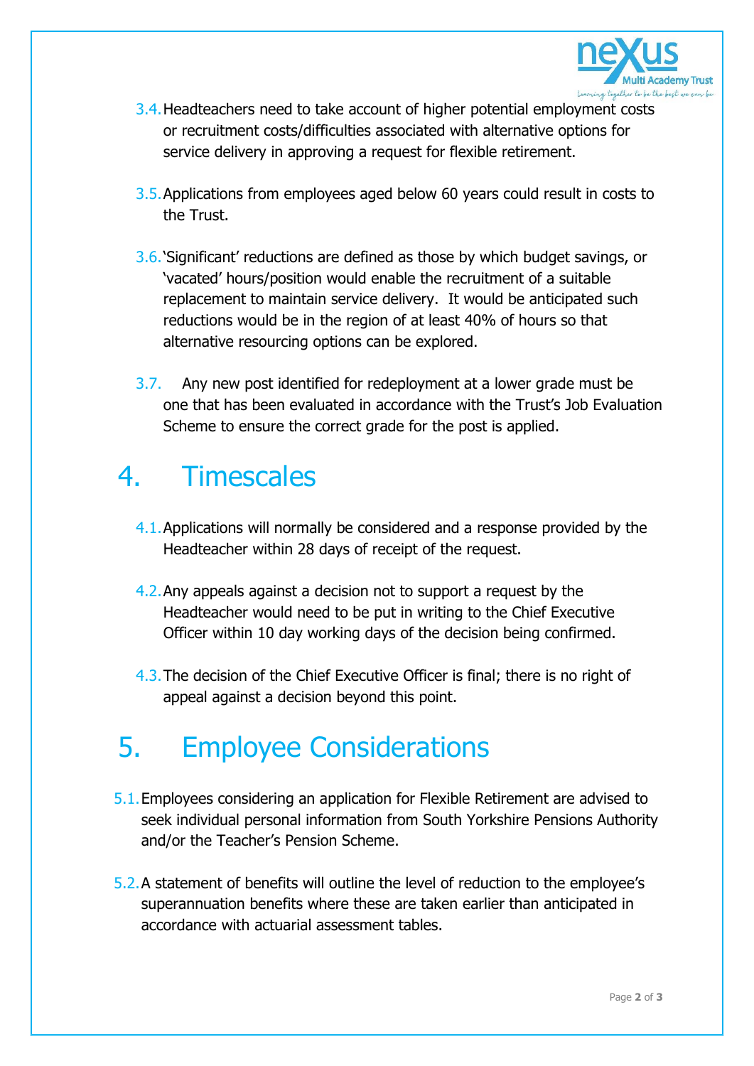3.4. Headteachers need to take account of higher potential employment costs or recruitment costs/difficulties associated with alternative options for service delivery in approving a request for flexible retirement.

3.5. Applications from employees aged below 60 years could result in costs to the Trust.

3.6. 'Significant' reductions are defined as those by which budget savings, or 'vacated' hours/position would enable the recruitment of a suitable replacement to maintain service delivery. It would be anticipated such reductions would be in the region of at least 40% of hours so that alternative resourcing options can be explored.

3.7. Any new post identified for redeployment at a lower grade must be one that has been evaluated in accordance with the Trust's Job Evaluation Scheme to ensure the correct grade for the post is applied.

# 4. Timescales

4.1. Applications will normally be considered and a response provided by the Headteacher within 28 days of receipt of the request.

4.2. Any appeals against a decision not to support a request by the Headteacher would need to be put in writing to the Chief Executive Officer within 10 day working days of the decision being confirmed.

4.3. The decision of the Chief Executive Officer is final; there is no right of appeal against a decision beyond this point.

# 5. Employee Considerations

5.1. Employees considering an application for Flexible Retirement are advised to seek individual personal information from South Yorkshire Pensions Authority and/or the Teacher's Pension Scheme.

5.2. A statement of benefits will outline the level of reduction to the employee's superannuation benefits where these are taken earlier than anticipated in accordance with actuarial assessment tables.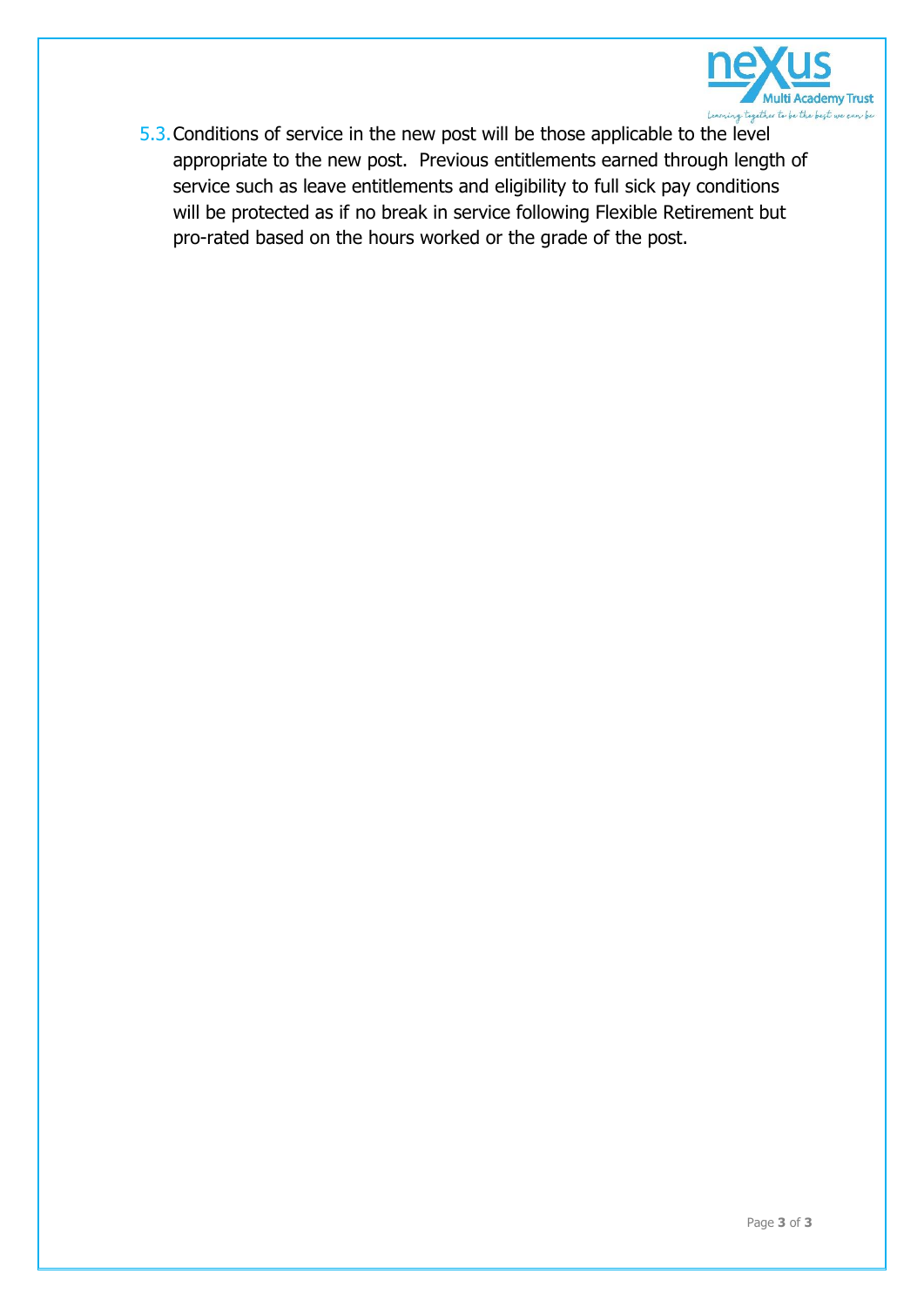5.3. Conditions of service in the new post will be those applicable to the level appropriate to the new post. Previous entitlements earned through length of service such as leave entitlements and eligibility to full sick pay conditions will be protected as if no break in service following Flexible Retirement but pro-rated based on the hours worked or the grade of the post.